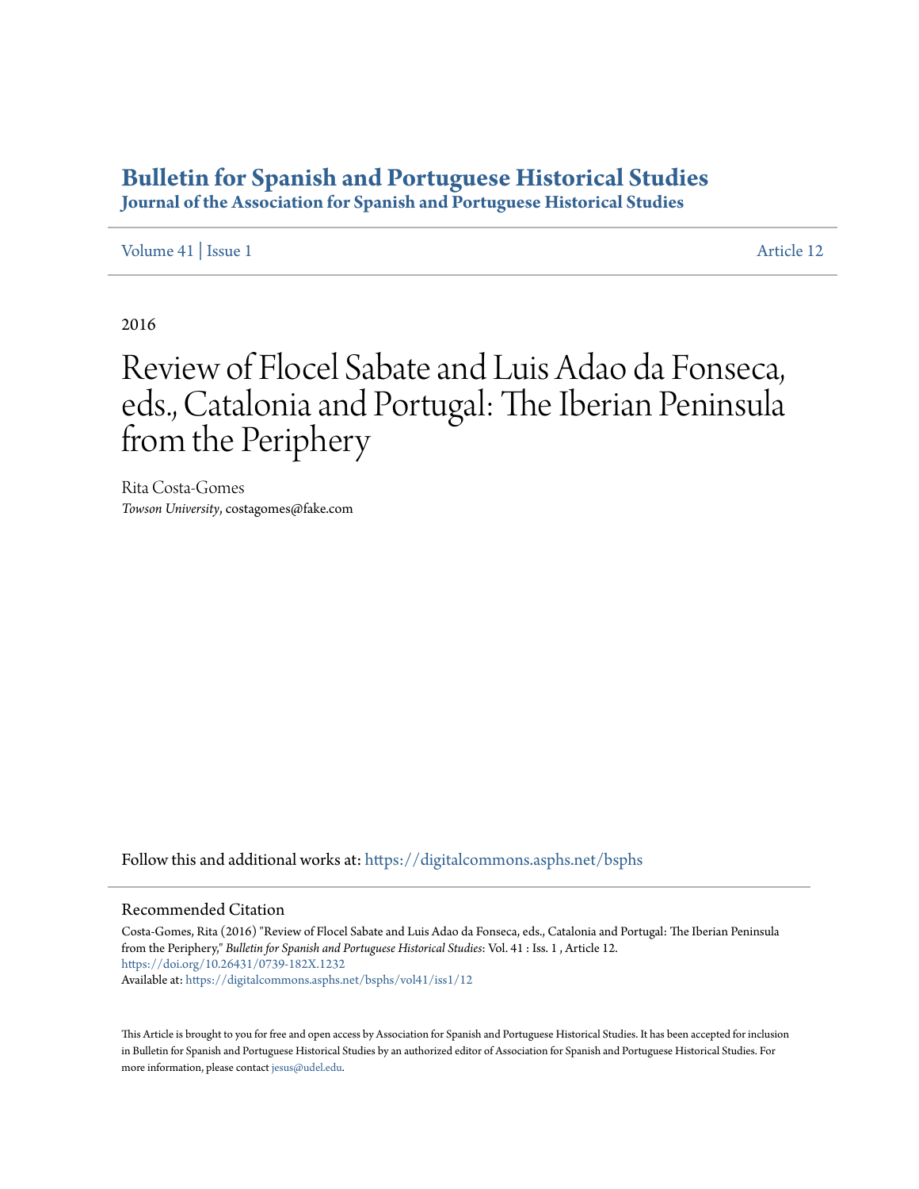# Bulletin for Spanish and Portuguese Historical Studies

## Journal of the Association for Spanish and Portuguese Historical Studies

Volume 41 | Issue 1 Article 12

2016

# Review of Flocel Sabate and Luis Adao da Fonseca, eds., Catalonia and Portugal: The Iberian Peninsula from the Periphery

Rita Costa-Gomes
*Towson University*, costagomes@fake.com

Follow this and additional works at: https://digitalcommons.asphs.net/bsphs

## Recommended Citation

Costa-Gomes, Rita (2016) "Review of Flocel Sabate and Luis Adao da Fonseca, eds., Catalonia and Portugal: The Iberian Peninsula from the Periphery," *Bulletin for Spanish and Portuguese Historical Studies*: Vol. 41 : Iss. 1 , Article 12.
https://doi.org/10.26431/0739-182X.1232
Available at: https://digitalcommons.asphs.net/bsphs/vol41/iss1/12

This Article is brought to you for free and open access by Association for Spanish and Portuguese Historical Studies. It has been accepted for inclusion in Bulletin for Spanish and Portuguese Historical Studies by an authorized editor of Association for Spanish and Portuguese Historical Studies. For more information, please contact jesus@udel.edu.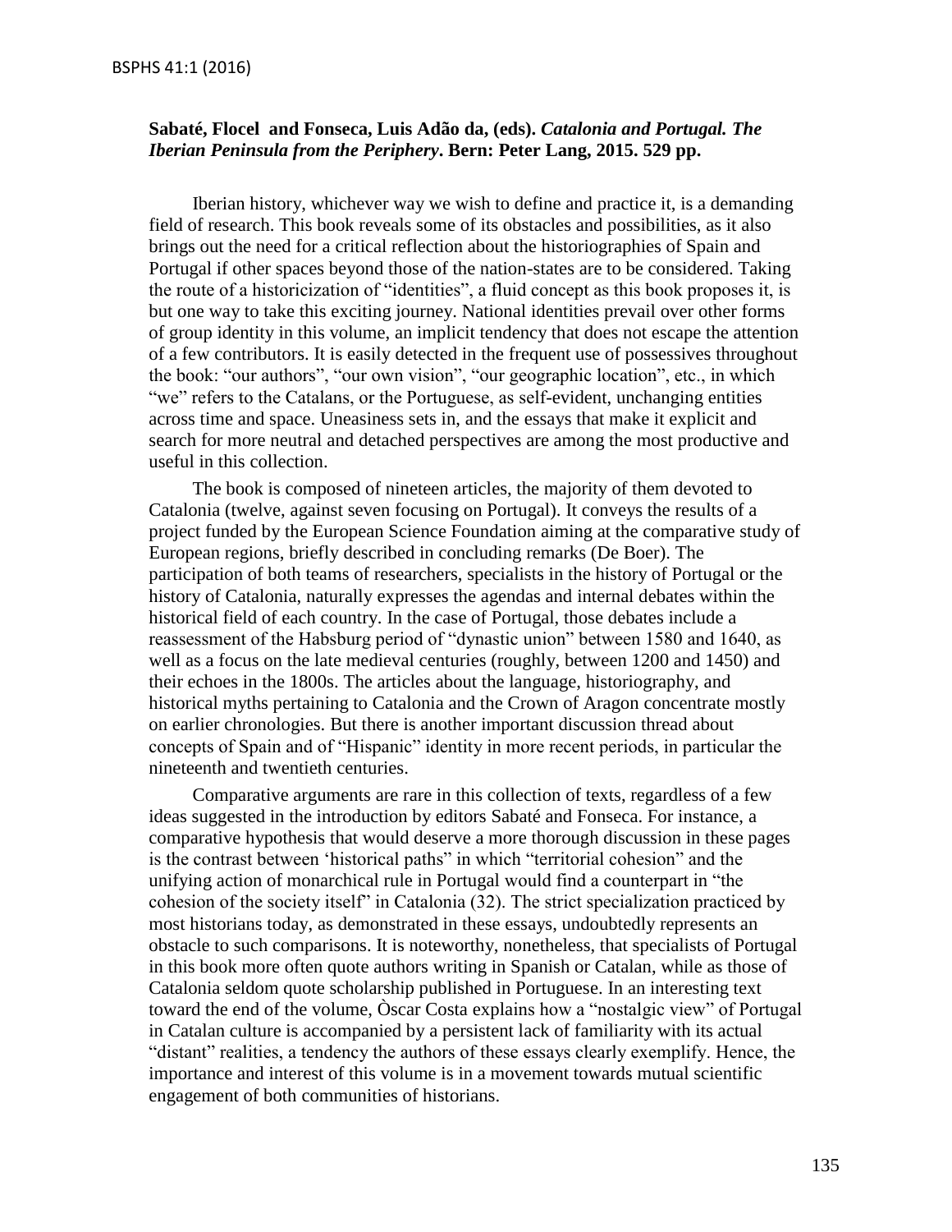**Sabaté, Flocel and Fonseca, Luis Adão da, (eds).** ***Catalonia and Portugal. The Iberian Peninsula from the Periphery*****. Bern: Peter Lang, 2015. 529 pp.**

Iberian history, whichever way we wish to define and practice it, is a demanding field of research. This book reveals some of its obstacles and possibilities, as it also brings out the need for a critical reflection about the historiographies of Spain and Portugal if other spaces beyond those of the nation-states are to be considered. Taking the route of a historicization of "identities", a fluid concept as this book proposes it, is but one way to take this exciting journey. National identities prevail over other forms of group identity in this volume, an implicit tendency that does not escape the attention of a few contributors. It is easily detected in the frequent use of possessives throughout the book: "our authors", "our own vision", "our geographic location", etc., in which "we" refers to the Catalans, or the Portuguese, as self-evident, unchanging entities across time and space. Uneasiness sets in, and the essays that make it explicit and search for more neutral and detached perspectives are among the most productive and useful in this collection.

The book is composed of nineteen articles, the majority of them devoted to Catalonia (twelve, against seven focusing on Portugal). It conveys the results of a project funded by the European Science Foundation aiming at the comparative study of European regions, briefly described in concluding remarks (De Boer). The participation of both teams of researchers, specialists in the history of Portugal or the history of Catalonia, naturally expresses the agendas and internal debates within the historical field of each country. In the case of Portugal, those debates include a reassessment of the Habsburg period of "dynastic union" between 1580 and 1640, as well as a focus on the late medieval centuries (roughly, between 1200 and 1450) and their echoes in the 1800s. The articles about the language, historiography, and historical myths pertaining to Catalonia and the Crown of Aragon concentrate mostly on earlier chronologies. But there is another important discussion thread about concepts of Spain and of "Hispanic" identity in more recent periods, in particular the nineteenth and twentieth centuries.

Comparative arguments are rare in this collection of texts, regardless of a few ideas suggested in the introduction by editors Sabaté and Fonseca. For instance, a comparative hypothesis that would deserve a more thorough discussion in these pages is the contrast between 'historical paths" in which "territorial cohesion" and the unifying action of monarchical rule in Portugal would find a counterpart in "the cohesion of the society itself" in Catalonia (32). The strict specialization practiced by most historians today, as demonstrated in these essays, undoubtedly represents an obstacle to such comparisons. It is noteworthy, nonetheless, that specialists of Portugal in this book more often quote authors writing in Spanish or Catalan, while as those of Catalonia seldom quote scholarship published in Portuguese. In an interesting text toward the end of the volume, Òscar Costa explains how a "nostalgic view" of Portugal in Catalan culture is accompanied by a persistent lack of familiarity with its actual "distant" realities, a tendency the authors of these essays clearly exemplify. Hence, the importance and interest of this volume is in a movement towards mutual scientific engagement of both communities of historians.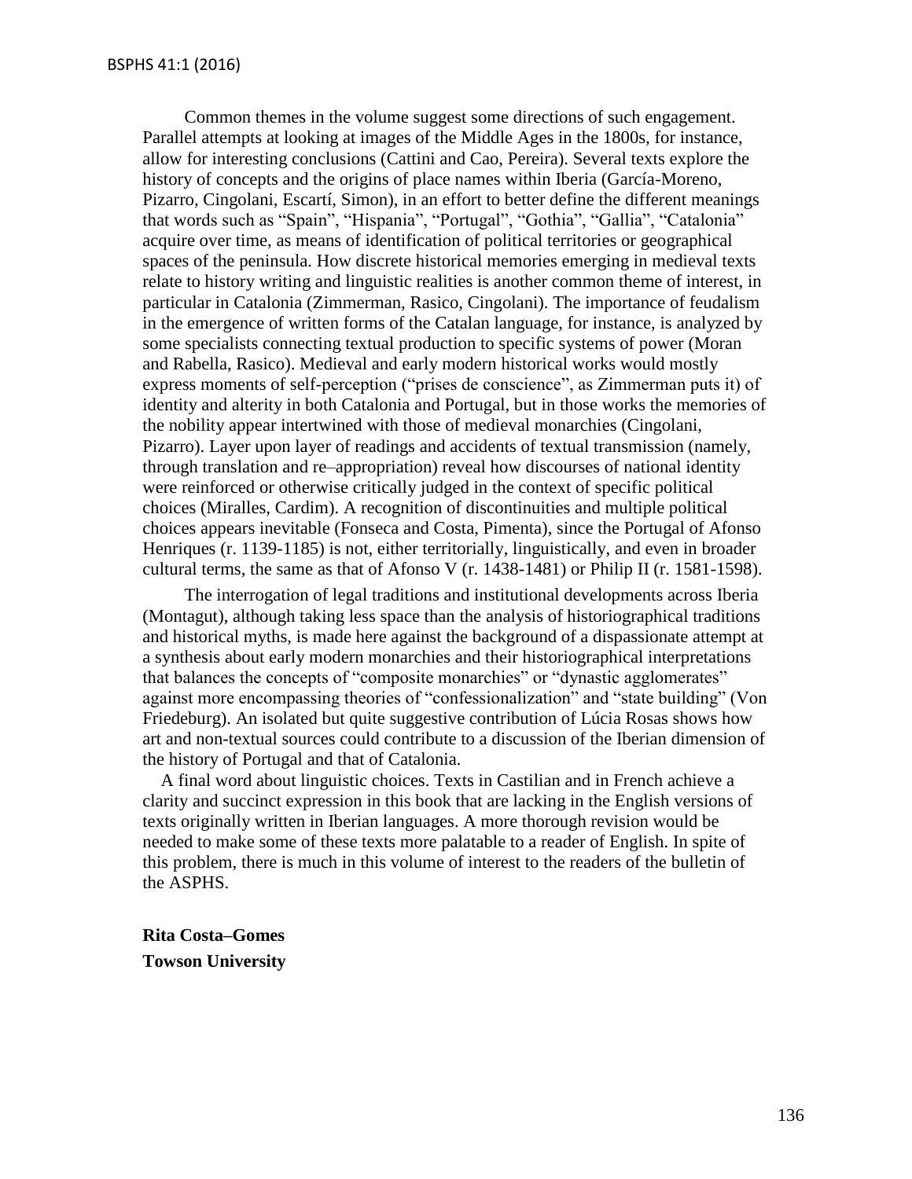Common themes in the volume suggest some directions of such engagement. Parallel attempts at looking at images of the Middle Ages in the 1800s, for instance, allow for interesting conclusions (Cattini and Cao, Pereira). Several texts explore the history of concepts and the origins of place names within Iberia (García-Moreno, Pizarro, Cingolani, Escartí, Simon), in an effort to better define the different meanings that words such as "Spain", "Hispania", "Portugal", "Gothia", "Gallia", "Catalonia" acquire over time, as means of identification of political territories or geographical spaces of the peninsula. How discrete historical memories emerging in medieval texts relate to history writing and linguistic realities is another common theme of interest, in particular in Catalonia (Zimmerman, Rasico, Cingolani). The importance of feudalism in the emergence of written forms of the Catalan language, for instance, is analyzed by some specialists connecting textual production to specific systems of power (Moran and Rabella, Rasico). Medieval and early modern historical works would mostly express moments of self-perception ("prises de conscience", as Zimmerman puts it) of identity and alterity in both Catalonia and Portugal, but in those works the memories of the nobility appear intertwined with those of medieval monarchies (Cingolani, Pizarro). Layer upon layer of readings and accidents of textual transmission (namely, through translation and re–appropriation) reveal how discourses of national identity were reinforced or otherwise critically judged in the context of specific political choices (Miralles, Cardim). A recognition of discontinuities and multiple political choices appears inevitable (Fonseca and Costa, Pimenta), since the Portugal of Afonso Henriques (r. 1139-1185) is not, either territorially, linguistically, and even in broader cultural terms, the same as that of Afonso V (r. 1438-1481) or Philip II (r. 1581-1598).

The interrogation of legal traditions and institutional developments across Iberia (Montagut), although taking less space than the analysis of historiographical traditions and historical myths, is made here against the background of a dispassionate attempt at a synthesis about early modern monarchies and their historiographical interpretations that balances the concepts of "composite monarchies" or "dynastic agglomerates" against more encompassing theories of "confessionalization" and "state building" (Von Friedeburg). An isolated but quite suggestive contribution of Lúcia Rosas shows how art and non-textual sources could contribute to a discussion of the Iberian dimension of the history of Portugal and that of Catalonia.

A final word about linguistic choices. Texts in Castilian and in French achieve a clarity and succinct expression in this book that are lacking in the English versions of texts originally written in Iberian languages. A more thorough revision would be needed to make some of these texts more palatable to a reader of English. In spite of this problem, there is much in this volume of interest to the readers of the bulletin of the ASPHS.

**Rita Costa–Gomes**
**Towson University**